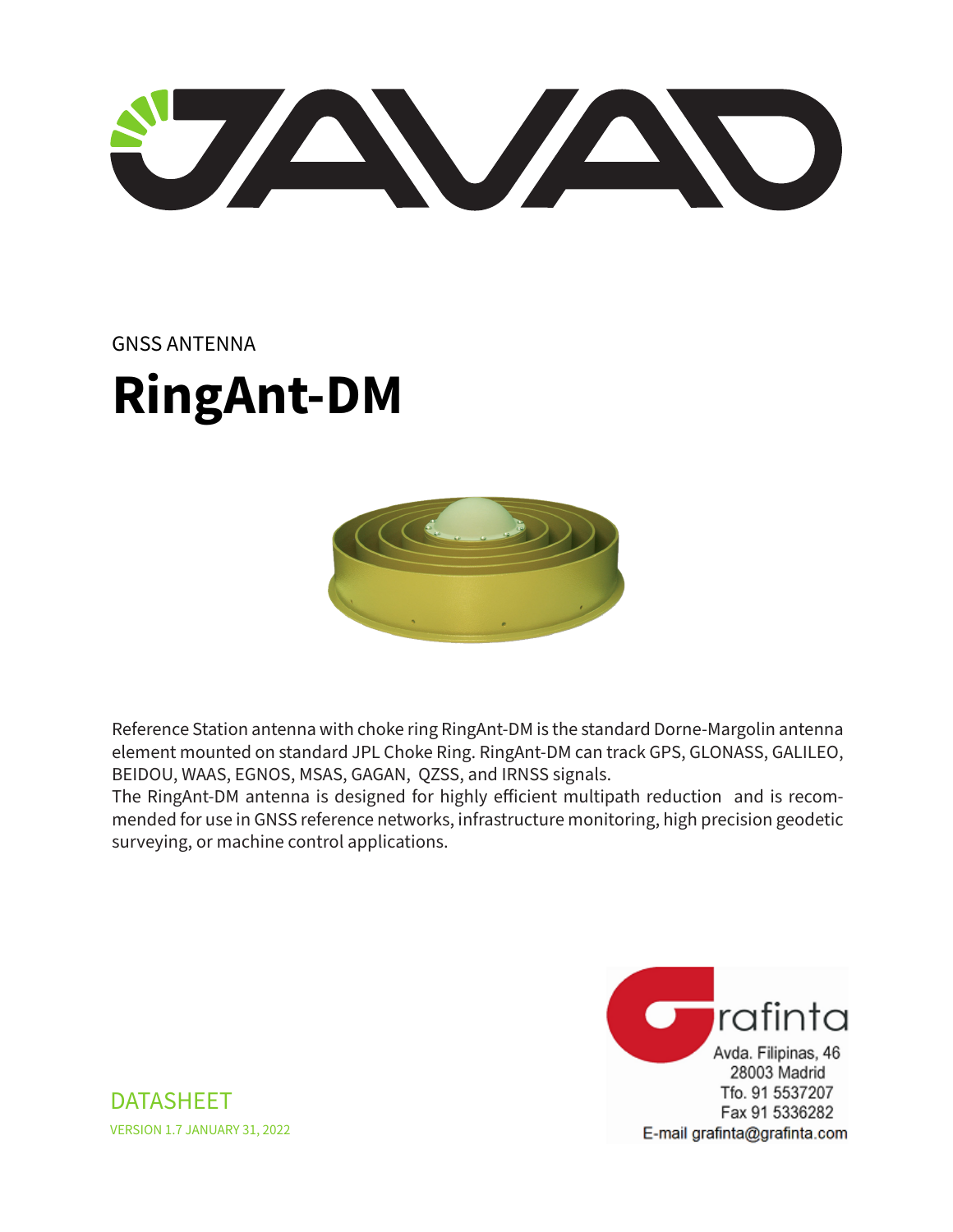GNSS ANTENNA

# RingAnt-DM

Reference Station antenna with choke ring RingAnt-DM is the standard Dorne-Margolin antenna element mounted on standard JPL Choke Ring. RingAnt-DM can track GPS, GLONASS, GALILEO, BEIDOU, WAAS, EGNOS, MSAS, GAGAN, QZSS, and IRNSS signals.
The RingAnt-DM antenna is designed for highly efficient multipath reduction and is recommended for use in GNSS reference networks, infrastructure monitoring, high precision geodetic surveying, or machine control applications.

Grafinta
Avda. Filipinas, 46
28003 Madrid
Tfo. 91 5537207
Fax 91 5336282
E-mail grafinta@grafinta.com

DATASHEET

VERSION 1.7 JANUARY 31, 2022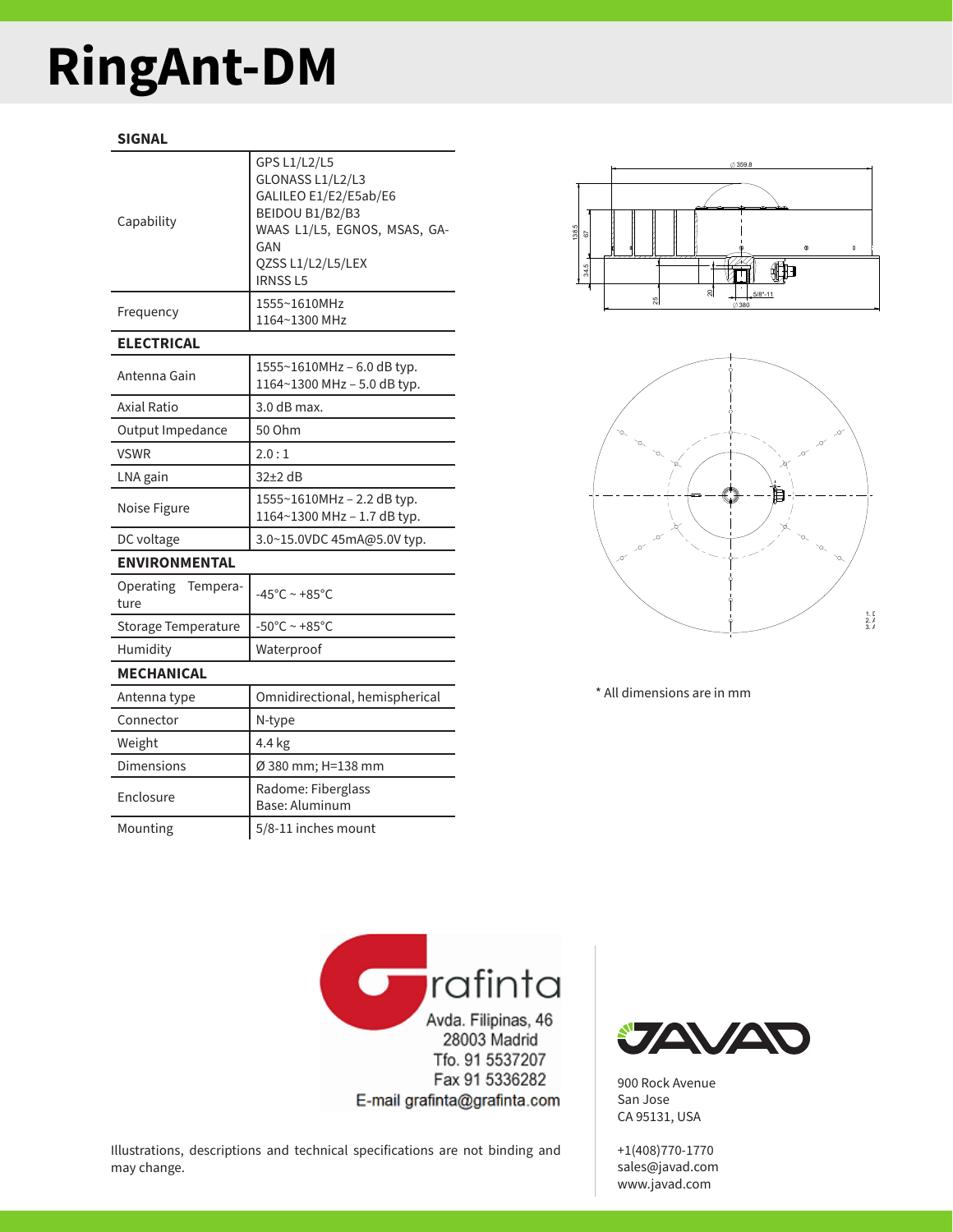# RingAnt-DM

| | |
|---|---|
| **SIGNAL** | |
| Capability | GPS L1/L2/L5<br>GLONASS L1/L2/L3<br>GALILEO E1/E2/E5ab/E6<br>BEIDOU B1/B2/B3<br>WAAS L1/L5, EGNOS, MSAS, GAGAN<br>QZSS L1/L2/L5/LEX<br>IRNSS L5 |
| Frequency | 1555~1610MHz<br>1164~1300 MHz |
| **ELECTRICAL** | |
| Antenna Gain | 1555~1610MHz – 6.0 dB typ.<br>1164~1300 MHz – 5.0 dB typ. |
| Axial Ratio | 3.0 dB max. |
| Output Impedance | 50 Ohm |
| VSWR | 2.0 : 1 |
| LNA gain | 32±2 dB |
| Noise Figure | 1555~1610MHz – 2.2 dB typ.<br>1164~1300 MHz – 1.7 dB typ. |
| DC voltage | 3.0~15.0VDC 45mA@5.0V typ. |
| **ENVIRONMENTAL** | |
| Operating Temperature | -45°C ~ +85°C |
| Storage Temperature | -50°C ~ +85°C |
| Humidity | Waterproof |
| **MECHANICAL** | |
| Antenna type | Omnidirectional, hemispherical |
| Connector | N-type |
| Weight | 4.4 kg |
| Dimensions | Ø 380 mm; H=138 mm |
| Enclosure | Radome: Fiberglass<br>Base: Aluminum |
| Mounting | 5/8-11 inches mount |

∅359.8
138.5
97
34.5
25
20
5/8"-11
∅380

\* All dimensions are in mm

Grafinta
Avda. Filipinas, 46
28003 Madrid
Tfo. 91 5537207
Fax 91 5336282
E-mail grafinta@grafinta.com

Illustrations, descriptions and technical specifications are not binding and may change.

JAVAD

900 Rock Avenue
San Jose
CA 95131, USA

+1(408)770-1770
sales@javad.com
www.javad.com